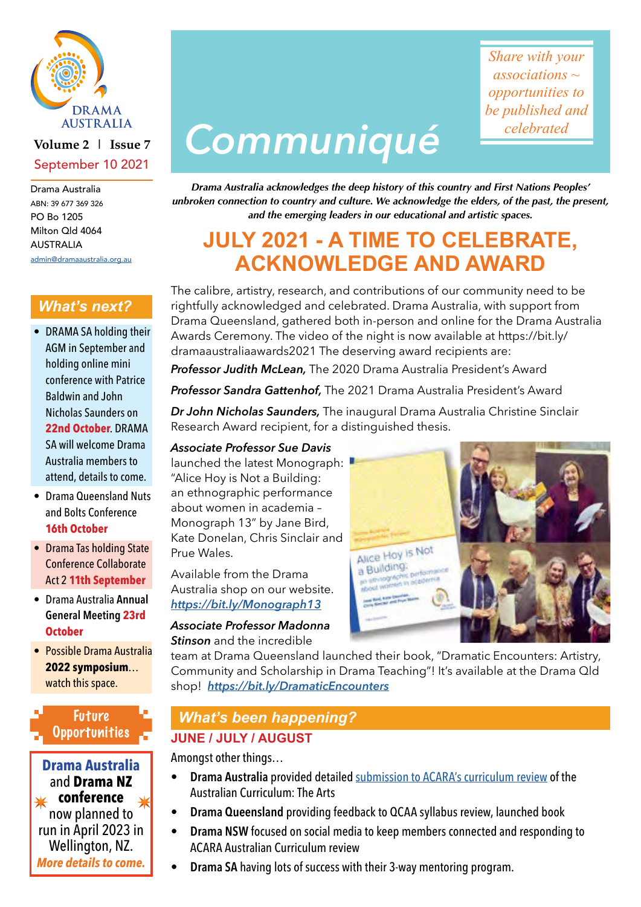DRAMA AUSTRALIA

**Volume 2 | Issue 7**

September 10 2021

Drama Australia
ABN: 39 677 369 326
PO Bo 1205
Milton Qld 4064
AUSTRALIA
admin@dramaaustralia.org.au

# Communiqué

*Share with your associations ~ opportunities to be published and celebrated*

***Drama Australia acknowledges the deep history of this country and First Nations Peoples' unbroken connection to country and culture. We acknowledge the elders, of the past, the present, and the emerging leaders in our educational and artistic spaces.***

## JULY 2021 - A TIME TO CELEBRATE, ACKNOWLEDGE AND AWARD

The calibre, artistry, research, and contributions of our community need to be rightfully acknowledged and celebrated. Drama Australia, with support from Drama Queensland, gathered both in-person and online for the Drama Australia Awards Ceremony. The video of the night is now available at https://bit.ly/dramaaustraliaawards2021 The deserving award recipients are:

***Professor Judith McLean,*** The 2020 Drama Australia President's Award

***Professor Sandra Gattenhof,*** The 2021 Drama Australia President's Award

***Dr John Nicholas Saunders,*** The inaugural Drama Australia Christine Sinclair Research Award recipient, for a distinguished thesis.

***Associate Professor Sue Davis*** launched the latest Monograph: "Alice Hoy is Not a Building: an ethnographic performance about women in academia – Monograph 13" by Jane Bird, Kate Donelan, Chris Sinclair and Prue Wales.

Available from the Drama Australia shop on our website. ***https://bit.ly/Monograph13***

***Associate Professor Madonna Stinson*** and the incredible team at Drama Queensland launched their book, "Dramatic Encounters: Artistry, Community and Scholarship in Drama Teaching"! It's available at the Drama Qld shop! ***https://bit.ly/DramaticEncounters***

## *What's next?*

- DRAMA SA holding their AGM in September and holding online mini conference with Patrice Baldwin and John Nicholas Saunders on **22nd October**. DRAMA SA will welcome Drama Australia members to attend, details to come.
- Drama Queensland Nuts and Bolts Conference **16th October**
- Drama Tas holding State Conference Collaborate Act 2 **11th September**
- Drama Australia **Annual** General Meeting **23rd October**
- Possible Drama Australia **2022 symposium**… watch this space.

## Future Opportunities

**Drama Australia** and **Drama NZ conference** now planned to run in April 2023 in Wellington, NZ. ***More details to come.***

## *What's been happening?*

### JUNE / JULY / AUGUST

Amongst other things…

- **Drama Australia** provided detailed submission to ACARA's curriculum review of the Australian Curriculum: The Arts
- **Drama Queensland** providing feedback to QCAA syllabus review, launched book
- **Drama NSW** focused on social media to keep members connected and responding to ACARA Australian Curriculum review
- **Drama SA** having lots of success with their 3-way mentoring program.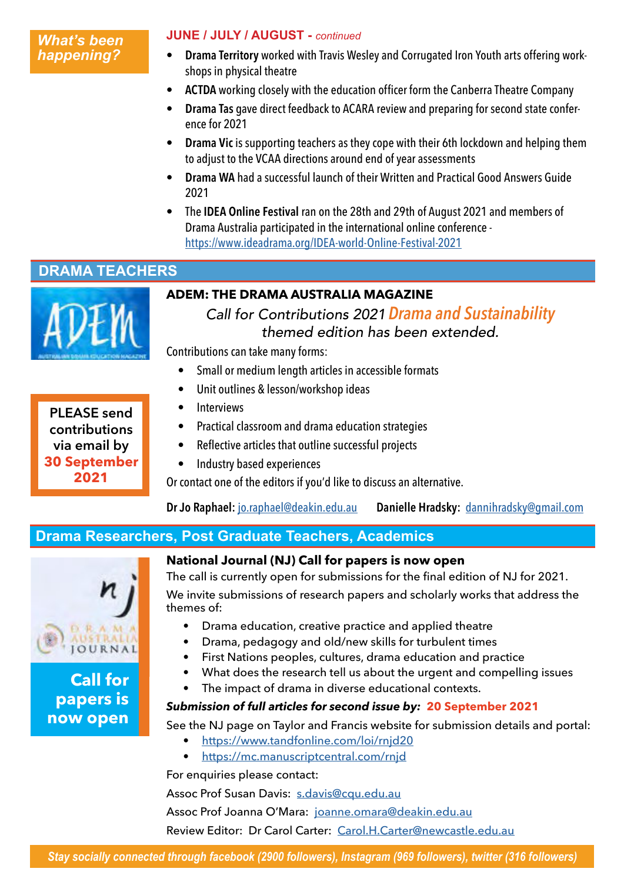**What's been happening?**

## JUNE / JULY / AUGUST - *continued*

- **Drama Territory** worked with Travis Wesley and Corrugated Iron Youth arts offering workshops in physical theatre
- **ACTDA** working closely with the education officer form the Canberra Theatre Company
- **Drama Tas** gave direct feedback to ACARA review and preparing for second state conference for 2021
- **Drama Vic** is supporting teachers as they cope with their 6th lockdown and helping them to adjust to the VCAA directions around end of year assessments
- **Drama WA** had a successful launch of their Written and Practical Good Answers Guide 2021
- The **IDEA Online Festival** ran on the 28th and 29th of August 2021 and members of Drama Australia participated in the international online conference - https://www.ideadrama.org/IDEA-world-Online-Festival-2021

## DRAMA TEACHERS

### ADEM: THE DRAMA AUSTRALIA MAGAZINE

*Call for Contributions 2021* ***Drama and Sustainability*** *themed edition has been extended.*

Contributions can take many forms:

- Small or medium length articles in accessible formats
- Unit outlines & lesson/workshop ideas
- Interviews
- Practical classroom and drama education strategies
- Reflective articles that outline successful projects
- Industry based experiences

Or contact one of the editors if you'd like to discuss an alternative.

**PLEASE send contributions via email by 30 September 2021**

**Dr Jo Raphael:** jo.raphael@deakin.edu.au **Danielle Hradsky:** dannihradsky@gmail.com

## Drama Researchers, Post Graduate Teachers, Academics

**Call for papers is now open**

### National Journal (NJ) Call for papers is now open

The call is currently open for submissions for the final edition of NJ for 2021.

We invite submissions of research papers and scholarly works that address the themes of:

- Drama education, creative practice and applied theatre
- Drama, pedagogy and old/new skills for turbulent times
- First Nations peoples, cultures, drama education and practice
- What does the research tell us about the urgent and compelling issues
- The impact of drama in diverse educational contexts.

***Submission of full articles for second issue by:* 20 September 2021**

See the NJ page on Taylor and Francis website for submission details and portal:

- https://www.tandfonline.com/loi/rnjd20
- https://mc.manuscriptcentral.com/rnjd

For enquiries please contact:

Assoc Prof Susan Davis: s.davis@cqu.edu.au

Assoc Prof Joanna O'Mara: joanne.omara@deakin.edu.au

Review Editor: Dr Carol Carter: Carol.H.Carter@newcastle.edu.au

*Stay socially connected through facebook (2900 followers), Instagram (969 followers), twitter (316 followers)*